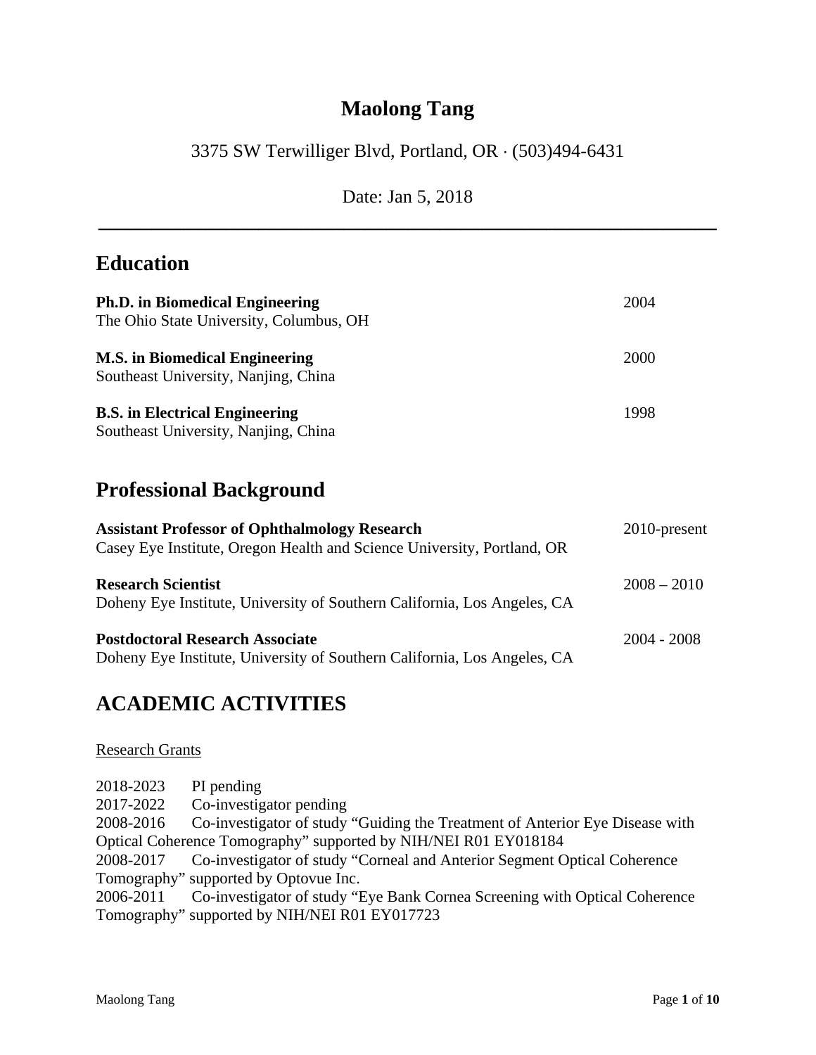# Maolong Tang

3375 SW Terwilliger Blvd, Portland, OR · (503)494-6431

Date: Jan 5, 2018

---

## Education

**Ph.D. in Biomedical Engineering** — 2004
The Ohio State University, Columbus, OH

**M.S. in Biomedical Engineering** — 2000
Southeast University, Nanjing, China

**B.S. in Electrical Engineering** — 1998
Southeast University, Nanjing, China

## Professional Background

**Assistant Professor of Ophthalmology Research** — 2010-present
Casey Eye Institute, Oregon Health and Science University, Portland, OR

**Research Scientist** — 2008 – 2010
Doheny Eye Institute, University of Southern California, Los Angeles, CA

**Postdoctoral Research Associate** — 2004 - 2008
Doheny Eye Institute, University of Southern California, Los Angeles, CA

## ACADEMIC ACTIVITIES

<u>Research Grants</u>

2018-2023 PI pending
2017-2022 Co-investigator pending
2008-2016 Co-investigator of study “Guiding the Treatment of Anterior Eye Disease with Optical Coherence Tomography” supported by NIH/NEI R01 EY018184
2008-2017 Co-investigator of study “Corneal and Anterior Segment Optical Coherence Tomography” supported by Optovue Inc.
2006-2011 Co-investigator of study “Eye Bank Cornea Screening with Optical Coherence Tomography” supported by NIH/NEI R01 EY017723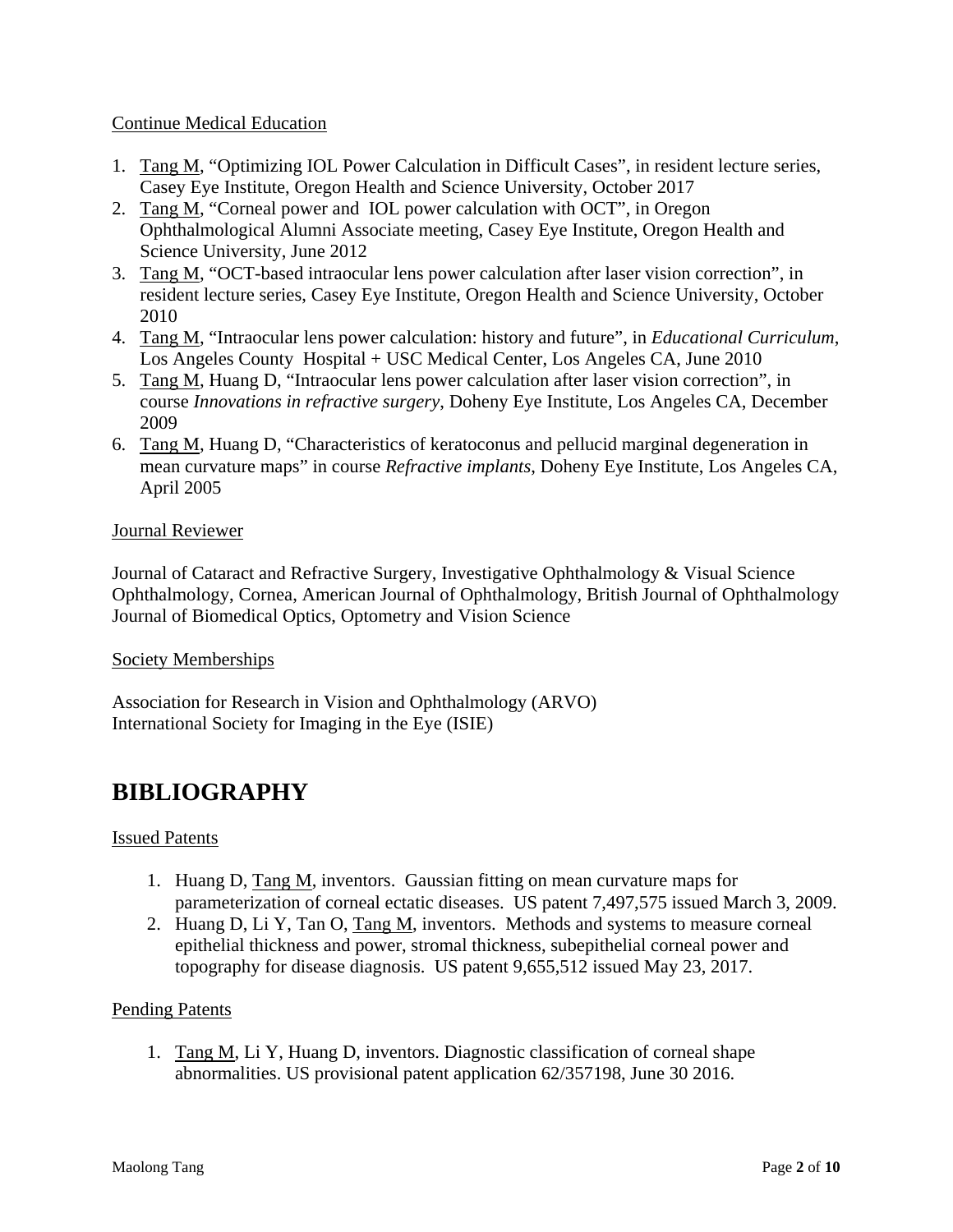Continue Medical Education

1. Tang M, “Optimizing IOL Power Calculation in Difficult Cases”, in resident lecture series, Casey Eye Institute, Oregon Health and Science University, October 2017
2. Tang M, “Corneal power and IOL power calculation with OCT”, in Oregon Ophthalmological Alumni Associate meeting, Casey Eye Institute, Oregon Health and Science University, June 2012
3. Tang M, “OCT-based intraocular lens power calculation after laser vision correction”, in resident lecture series, Casey Eye Institute, Oregon Health and Science University, October 2010
4. Tang M, “Intraocular lens power calculation: history and future”, in *Educational Curriculum*, Los Angeles County Hospital + USC Medical Center, Los Angeles CA, June 2010
5. Tang M, Huang D, “Intraocular lens power calculation after laser vision correction”, in course *Innovations in refractive surgery*, Doheny Eye Institute, Los Angeles CA, December 2009
6. Tang M, Huang D, “Characteristics of keratoconus and pellucid marginal degeneration in mean curvature maps” in course *Refractive implants*, Doheny Eye Institute, Los Angeles CA, April 2005

Journal Reviewer

Journal of Cataract and Refractive Surgery, Investigative Ophthalmology & Visual Science Ophthalmology, Cornea, American Journal of Ophthalmology, British Journal of Ophthalmology Journal of Biomedical Optics, Optometry and Vision Science

Society Memberships

Association for Research in Vision and Ophthalmology (ARVO)
International Society for Imaging in the Eye (ISIE)

# BIBLIOGRAPHY

Issued Patents

1. Huang D, Tang M, inventors. Gaussian fitting on mean curvature maps for parameterization of corneal ectatic diseases. US patent 7,497,575 issued March 3, 2009.
2. Huang D, Li Y, Tan O, Tang M, inventors. Methods and systems to measure corneal epithelial thickness and power, stromal thickness, subepithelial corneal power and topography for disease diagnosis. US patent 9,655,512 issued May 23, 2017.

Pending Patents

1. Tang M, Li Y, Huang D, inventors. Diagnostic classification of corneal shape abnormalities. US provisional patent application 62/357198, June 30 2016.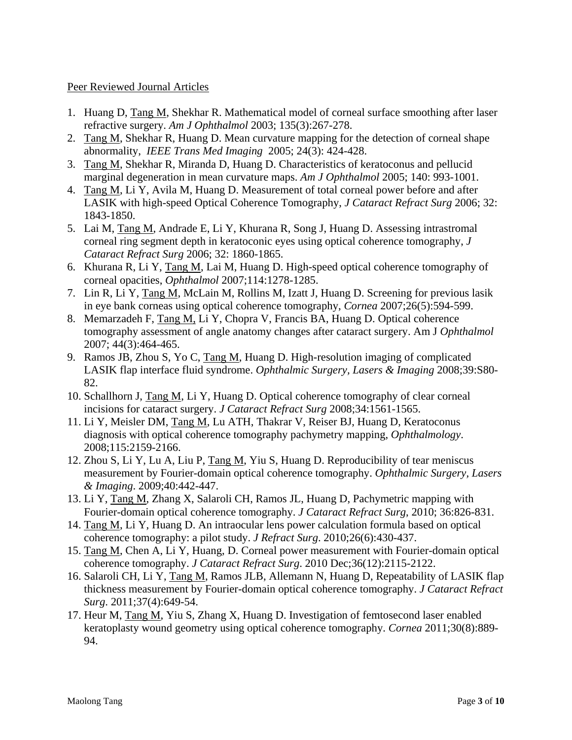Peer Reviewed Journal Articles

1. Huang D, Tang M, Shekhar R. Mathematical model of corneal surface smoothing after laser refractive surgery. *Am J Ophthalmol* 2003; 135(3):267-278.
2. Tang M, Shekhar R, Huang D. Mean curvature mapping for the detection of corneal shape abnormality, *IEEE Trans Med Imaging* 2005; 24(3): 424-428.
3. Tang M, Shekhar R, Miranda D, Huang D. Characteristics of keratoconus and pellucid marginal degeneration in mean curvature maps. *Am J Ophthalmol* 2005; 140: 993-1001.
4. Tang M, Li Y, Avila M, Huang D. Measurement of total corneal power before and after LASIK with high-speed Optical Coherence Tomography, *J Cataract Refract Surg* 2006; 32: 1843-1850.
5. Lai M, Tang M, Andrade E, Li Y, Khurana R, Song J, Huang D. Assessing intrastromal corneal ring segment depth in keratoconic eyes using optical coherence tomography, *J Cataract Refract Surg* 2006; 32: 1860-1865.
6. Khurana R, Li Y, Tang M, Lai M, Huang D. High-speed optical coherence tomography of corneal opacities, *Ophthalmol* 2007;114:1278-1285.
7. Lin R, Li Y, Tang M, McLain M, Rollins M, Izatt J, Huang D. Screening for previous lasik in eye bank corneas using optical coherence tomography, *Cornea* 2007;26(5):594-599.
8. Memarzadeh F, Tang M, Li Y, Chopra V, Francis BA, Huang D. Optical coherence tomography assessment of angle anatomy changes after cataract surgery. Am J *Ophthalmol* 2007; 44(3):464-465.
9. Ramos JB, Zhou S, Yo C, Tang M, Huang D. High-resolution imaging of complicated LASIK flap interface fluid syndrome. *Ophthalmic Surgery, Lasers & Imaging* 2008;39:S80-82.
10. Schallhorn J, Tang M, Li Y, Huang D. Optical coherence tomography of clear corneal incisions for cataract surgery. *J Cataract Refract Surg* 2008;34:1561-1565.
11. Li Y, Meisler DM, Tang M, Lu ATH, Thakrar V, Reiser BJ, Huang D, Keratoconus diagnosis with optical coherence tomography pachymetry mapping, *Ophthalmology*. 2008;115:2159-2166.
12. Zhou S, Li Y, Lu A, Liu P, Tang M, Yiu S, Huang D. Reproducibility of tear meniscus measurement by Fourier-domain optical coherence tomography. *Ophthalmic Surgery, Lasers & Imaging*. 2009;40:442-447.
13. Li Y, Tang M, Zhang X, Salaroli CH, Ramos JL, Huang D, Pachymetric mapping with Fourier-domain optical coherence tomography. *J Cataract Refract Surg*, 2010; 36:826-831.
14. Tang M, Li Y, Huang D. An intraocular lens power calculation formula based on optical coherence tomography: a pilot study. *J Refract Surg*. 2010;26(6):430-437.
15. Tang M, Chen A, Li Y, Huang, D. Corneal power measurement with Fourier-domain optical coherence tomography. *J Cataract Refract Surg*. 2010 Dec;36(12):2115-2122.
16. Salaroli CH, Li Y, Tang M, Ramos JLB, Allemann N, Huang D, Repeatability of LASIK flap thickness measurement by Fourier-domain optical coherence tomography. *J Cataract Refract Surg*. 2011;37(4):649-54.
17. Heur M, Tang M, Yiu S, Zhang X, Huang D. Investigation of femtosecond laser enabled keratoplasty wound geometry using optical coherence tomography. *Cornea* 2011;30(8):889-94.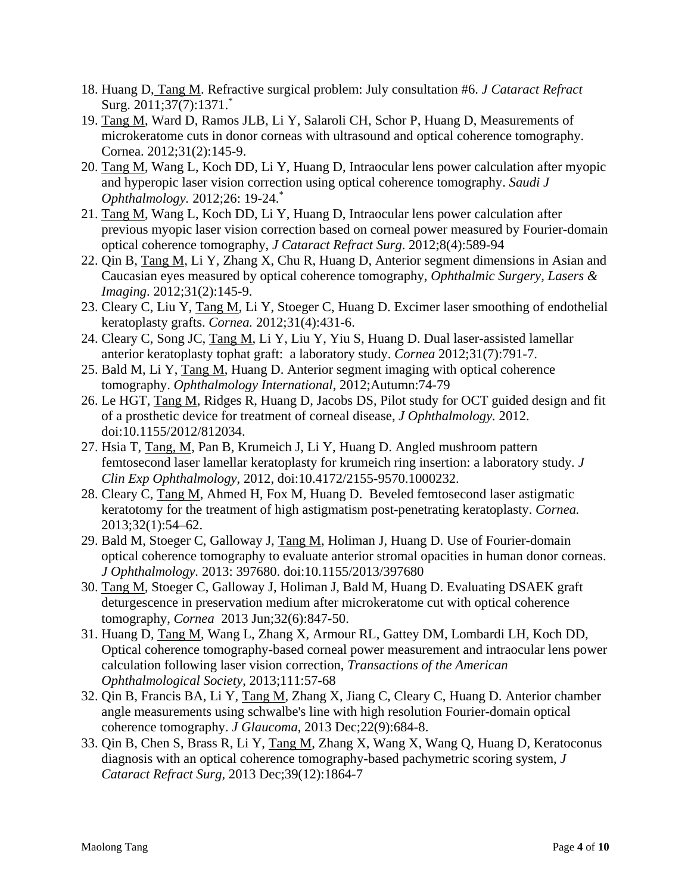18. Huang D, <u>Tang M</u>. Refractive surgical problem: July consultation #6. *J Cataract Refract* Surg. 2011;37(7):1371.*
19. <u>Tang M</u>, Ward D, Ramos JLB, Li Y, Salaroli CH, Schor P, Huang D, Measurements of microkeratome cuts in donor corneas with ultrasound and optical coherence tomography. Cornea. 2012;31(2):145-9.
20. <u>Tang M</u>, Wang L, Koch DD, Li Y, Huang D, Intraocular lens power calculation after myopic and hyperopic laser vision correction using optical coherence tomography. *Saudi J Ophthalmology.* 2012;26: 19-24.*
21. <u>Tang M</u>, Wang L, Koch DD, Li Y, Huang D, Intraocular lens power calculation after previous myopic laser vision correction based on corneal power measured by Fourier-domain optical coherence tomography, *J Cataract Refract Surg*. 2012;8(4):589-94
22. Qin B, <u>Tang M</u>, Li Y, Zhang X, Chu R, Huang D, Anterior segment dimensions in Asian and Caucasian eyes measured by optical coherence tomography, *Ophthalmic Surgery, Lasers & Imaging*. 2012;31(2):145-9.
23. Cleary C, Liu Y, <u>Tang M</u>, Li Y, Stoeger C, Huang D. Excimer laser smoothing of endothelial keratoplasty grafts. *Cornea.* 2012;31(4):431-6.
24. Cleary C, Song JC, <u>Tang M</u>, Li Y, Liu Y, Yiu S, Huang D. Dual laser-assisted lamellar anterior keratoplasty tophat graft: a laboratory study. *Cornea* 2012;31(7):791-7.
25. Bald M, Li Y, <u>Tang M</u>, Huang D. Anterior segment imaging with optical coherence tomography. *Ophthalmology International*, 2012;Autumn:74-79
26. Le HGT, <u>Tang M</u>, Ridges R, Huang D, Jacobs DS, Pilot study for OCT guided design and fit of a prosthetic device for treatment of corneal disease, *J Ophthalmology.* 2012. doi:10.1155/2012/812034.
27. Hsia T, <u>Tang, M</u>, Pan B, Krumeich J, Li Y, Huang D. Angled mushroom pattern femtosecond laser lamellar keratoplasty for krumeich ring insertion: a laboratory study. *J Clin Exp Ophthalmology*, 2012, doi:10.4172/2155-9570.1000232.
28. Cleary C, <u>Tang M</u>, Ahmed H, Fox M, Huang D. Beveled femtosecond laser astigmatic keratotomy for the treatment of high astigmatism post-penetrating keratoplasty. *Cornea.* 2013;32(1):54–62.
29. Bald M, Stoeger C, Galloway J, <u>Tang M</u>, Holiman J, Huang D. Use of Fourier-domain optical coherence tomography to evaluate anterior stromal opacities in human donor corneas. *J Ophthalmology.* 2013: 397680. doi:10.1155/2013/397680
30. <u>Tang M</u>, Stoeger C, Galloway J, Holiman J, Bald M, Huang D. Evaluating DSAEK graft deturgescence in preservation medium after microkeratome cut with optical coherence tomography, *Cornea* 2013 Jun;32(6):847-50.
31. Huang D, <u>Tang M</u>, Wang L, Zhang X, Armour RL, Gattey DM, Lombardi LH, Koch DD, Optical coherence tomography-based corneal power measurement and intraocular lens power calculation following laser vision correction, *Transactions of the American Ophthalmological Society*, 2013;111:57-68
32. Qin B, Francis BA, Li Y, <u>Tang M</u>, Zhang X, Jiang C, Cleary C, Huang D. Anterior chamber angle measurements using schwalbe's line with high resolution Fourier-domain optical coherence tomography. *J Glaucoma*, 2013 Dec;22(9):684-8.
33. Qin B, Chen S, Brass R, Li Y, <u>Tang M</u>, Zhang X, Wang X, Wang Q, Huang D, Keratoconus diagnosis with an optical coherence tomography-based pachymetric scoring system, *J Cataract Refract Surg*, 2013 Dec;39(12):1864-7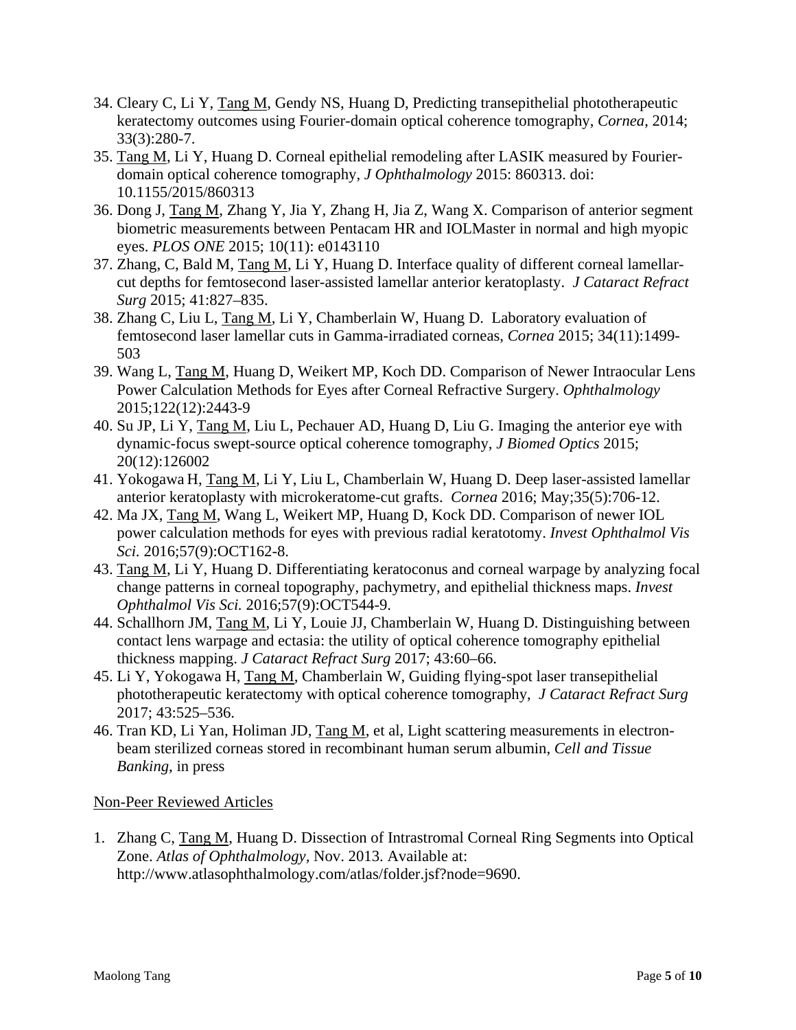34. Cleary C, Li Y, Tang M, Gendy NS, Huang D, Predicting transepithelial phototherapeutic keratectomy outcomes using Fourier-domain optical coherence tomography, *Cornea*, 2014; 33(3):280-7.
35. Tang M, Li Y, Huang D. Corneal epithelial remodeling after LASIK measured by Fourier-domain optical coherence tomography, *J Ophthalmology* 2015: 860313. doi: 10.1155/2015/860313
36. Dong J, Tang M, Zhang Y, Jia Y, Zhang H, Jia Z, Wang X. Comparison of anterior segment biometric measurements between Pentacam HR and IOLMaster in normal and high myopic eyes. *PLOS ONE* 2015; 10(11): e0143110
37. Zhang, C, Bald M, Tang M, Li Y, Huang D. Interface quality of different corneal lamellar-cut depths for femtosecond laser-assisted lamellar anterior keratoplasty. *J Cataract Refract Surg* 2015; 41:827–835.
38. Zhang C, Liu L, Tang M, Li Y, Chamberlain W, Huang D. Laboratory evaluation of femtosecond laser lamellar cuts in Gamma-irradiated corneas, *Cornea* 2015; 34(11):1499-503
39. Wang L, Tang M, Huang D, Weikert MP, Koch DD. Comparison of Newer Intraocular Lens Power Calculation Methods for Eyes after Corneal Refractive Surgery. *Ophthalmology* 2015;122(12):2443-9
40. Su JP, Li Y, Tang M, Liu L, Pechauer AD, Huang D, Liu G. Imaging the anterior eye with dynamic-focus swept-source optical coherence tomography, *J Biomed Optics* 2015; 20(12):126002
41. Yokogawa H, Tang M, Li Y, Liu L, Chamberlain W, Huang D. Deep laser-assisted lamellar anterior keratoplasty with microkeratome-cut grafts. *Cornea* 2016; May;35(5):706-12.
42. Ma JX, Tang M, Wang L, Weikert MP, Huang D, Kock DD. Comparison of newer IOL power calculation methods for eyes with previous radial keratotomy. *Invest Ophthalmol Vis Sci.* 2016;57(9):OCT162-8.
43. Tang M, Li Y, Huang D. Differentiating keratoconus and corneal warpage by analyzing focal change patterns in corneal topography, pachymetry, and epithelial thickness maps. *Invest Ophthalmol Vis Sci.* 2016;57(9):OCT544-9.
44. Schallhorn JM, Tang M, Li Y, Louie JJ, Chamberlain W, Huang D. Distinguishing between contact lens warpage and ectasia: the utility of optical coherence tomography epithelial thickness mapping. *J Cataract Refract Surg* 2017; 43:60–66.
45. Li Y, Yokogawa H, Tang M, Chamberlain W, Guiding flying-spot laser transepithelial phototherapeutic keratectomy with optical coherence tomography, *J Cataract Refract Surg* 2017; 43:525–536.
46. Tran KD, Li Yan, Holiman JD, Tang M, et al, Light scattering measurements in electron-beam sterilized corneas stored in recombinant human serum albumin, *Cell and Tissue Banking*, in press

Non-Peer Reviewed Articles

1. Zhang C, Tang M, Huang D. Dissection of Intrastromal Corneal Ring Segments into Optical Zone. *Atlas of Ophthalmology*, Nov. 2013. Available at: http://www.atlasophthalmology.com/atlas/folder.jsf?node=9690.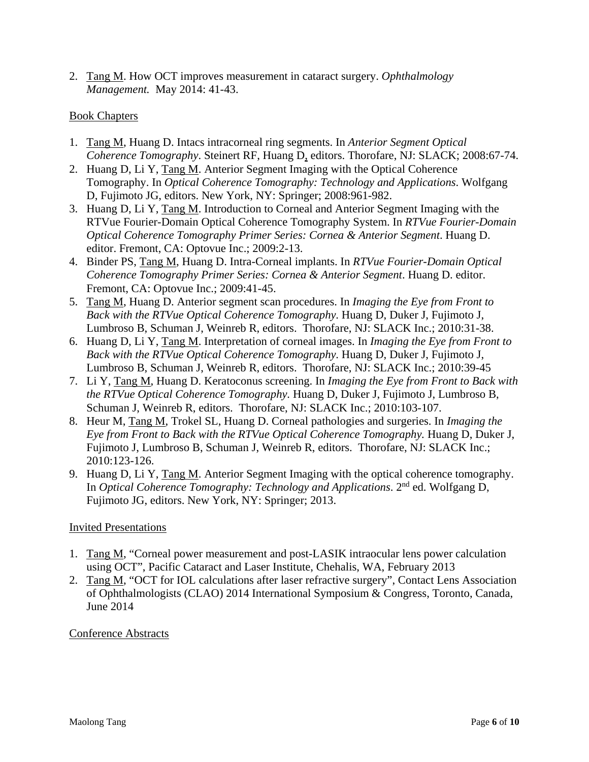2. Tang M. How OCT improves measurement in cataract surgery. *Ophthalmology Management.* May 2014: 41-43.

Book Chapters

1. Tang M, Huang D. Intacs intracorneal ring segments. In *Anterior Segment Optical Coherence Tomography*. Steinert RF, Huang D, editors. Thorofare, NJ: SLACK; 2008:67-74.
2. Huang D, Li Y, Tang M. Anterior Segment Imaging with the Optical Coherence Tomography. In *Optical Coherence Tomography: Technology and Applications*. Wolfgang D, Fujimoto JG, editors. New York, NY: Springer; 2008:961-982.
3. Huang D, Li Y, Tang M. Introduction to Corneal and Anterior Segment Imaging with the RTVue Fourier-Domain Optical Coherence Tomography System. In *RTVue Fourier-Domain Optical Coherence Tomography Primer Series: Cornea & Anterior Segment*. Huang D. editor. Fremont, CA: Optovue Inc.; 2009:2-13.
4. Binder PS, Tang M, Huang D. Intra-Corneal implants. In *RTVue Fourier-Domain Optical Coherence Tomography Primer Series: Cornea & Anterior Segment*. Huang D. editor. Fremont, CA: Optovue Inc.; 2009:41-45.
5. Tang M, Huang D. Anterior segment scan procedures. In *Imaging the Eye from Front to Back with the RTVue Optical Coherence Tomography.* Huang D, Duker J, Fujimoto J, Lumbroso B, Schuman J, Weinreb R, editors. Thorofare, NJ: SLACK Inc.; 2010:31-38.
6. Huang D, Li Y, Tang M. Interpretation of corneal images. In *Imaging the Eye from Front to Back with the RTVue Optical Coherence Tomography.* Huang D, Duker J, Fujimoto J, Lumbroso B, Schuman J, Weinreb R, editors. Thorofare, NJ: SLACK Inc.; 2010:39-45
7. Li Y, Tang M, Huang D. Keratoconus screening. In *Imaging the Eye from Front to Back with the RTVue Optical Coherence Tomography.* Huang D, Duker J, Fujimoto J, Lumbroso B, Schuman J, Weinreb R, editors. Thorofare, NJ: SLACK Inc.; 2010:103-107.
8. Heur M, Tang M, Trokel SL, Huang D. Corneal pathologies and surgeries. In *Imaging the Eye from Front to Back with the RTVue Optical Coherence Tomography.* Huang D, Duker J, Fujimoto J, Lumbroso B, Schuman J, Weinreb R, editors. Thorofare, NJ: SLACK Inc.; 2010:123-126.
9. Huang D, Li Y, Tang M. Anterior Segment Imaging with the optical coherence tomography. In *Optical Coherence Tomography: Technology and Applications*. 2nd ed. Wolfgang D, Fujimoto JG, editors. New York, NY: Springer; 2013.

Invited Presentations

1. Tang M, "Corneal power measurement and post-LASIK intraocular lens power calculation using OCT", Pacific Cataract and Laser Institute, Chehalis, WA, February 2013
2. Tang M, "OCT for IOL calculations after laser refractive surgery", Contact Lens Association of Ophthalmologists (CLAO) 2014 International Symposium & Congress, Toronto, Canada, June 2014

Conference Abstracts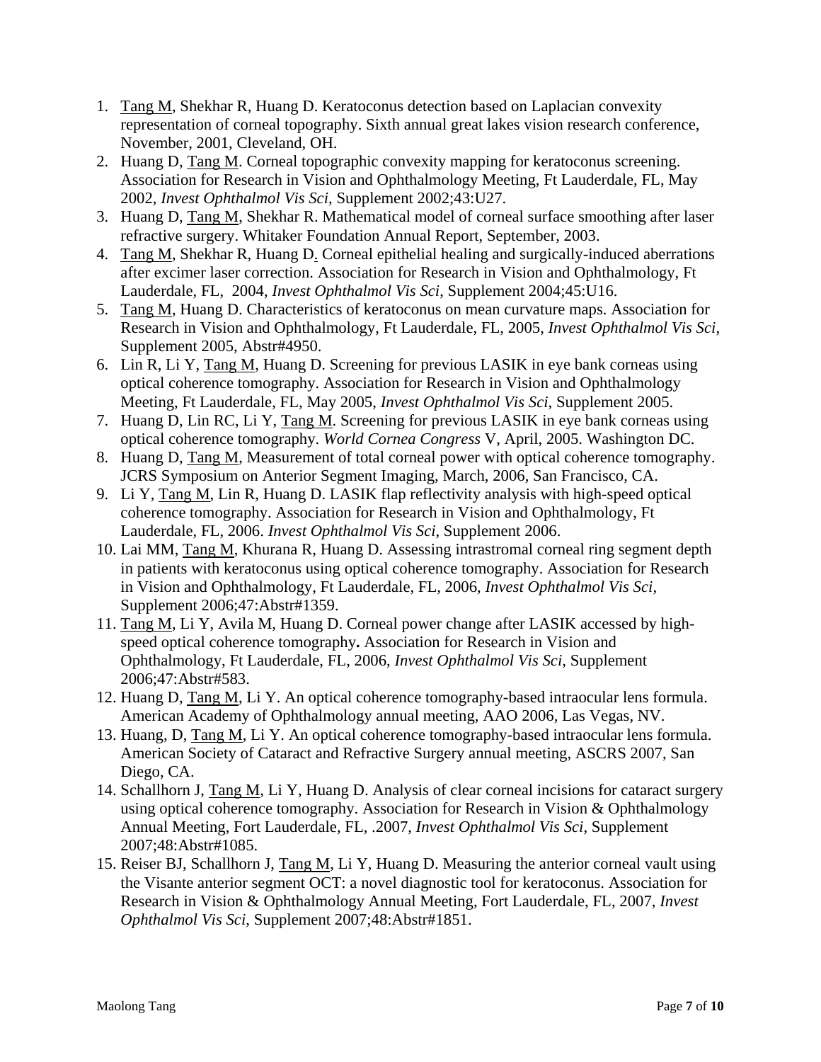1. Tang M, Shekhar R, Huang D. Keratoconus detection based on Laplacian convexity representation of corneal topography. Sixth annual great lakes vision research conference, November, 2001, Cleveland, OH.
2. Huang D, Tang M. Corneal topographic convexity mapping for keratoconus screening. Association for Research in Vision and Ophthalmology Meeting, Ft Lauderdale, FL, May 2002, *Invest Ophthalmol Vis Sci*, Supplement 2002;43:U27.
3. Huang D, Tang M, Shekhar R. Mathematical model of corneal surface smoothing after laser refractive surgery. Whitaker Foundation Annual Report, September, 2003.
4. Tang M, Shekhar R, Huang D. Corneal epithelial healing and surgically-induced aberrations after excimer laser correction. Association for Research in Vision and Ophthalmology, Ft Lauderdale, FL, 2004, *Invest Ophthalmol Vis Sci*, Supplement 2004;45:U16.
5. Tang M, Huang D. Characteristics of keratoconus on mean curvature maps. Association for Research in Vision and Ophthalmology, Ft Lauderdale, FL, 2005, *Invest Ophthalmol Vis Sci*, Supplement 2005, Abstr#4950.
6. Lin R, Li Y, Tang M, Huang D. Screening for previous LASIK in eye bank corneas using optical coherence tomography. Association for Research in Vision and Ophthalmology Meeting, Ft Lauderdale, FL, May 2005, *Invest Ophthalmol Vis Sci*, Supplement 2005.
7. Huang D, Lin RC, Li Y, Tang M. Screening for previous LASIK in eye bank corneas using optical coherence tomography. *World Cornea Congress* V, April, 2005. Washington DC.
8. Huang D, Tang M, Measurement of total corneal power with optical coherence tomography. JCRS Symposium on Anterior Segment Imaging, March, 2006, San Francisco, CA.
9. Li Y, Tang M, Lin R, Huang D. LASIK flap reflectivity analysis with high-speed optical coherence tomography. Association for Research in Vision and Ophthalmology, Ft Lauderdale, FL, 2006. *Invest Ophthalmol Vis Sci*, Supplement 2006.
10. Lai MM, Tang M, Khurana R, Huang D. Assessing intrastromal corneal ring segment depth in patients with keratoconus using optical coherence tomography. Association for Research in Vision and Ophthalmology, Ft Lauderdale, FL, 2006, *Invest Ophthalmol Vis Sci*, Supplement 2006;47:Abstr#1359.
11. Tang M, Li Y, Avila M, Huang D. Corneal power change after LASIK accessed by high-speed optical coherence tomography**.** Association for Research in Vision and Ophthalmology, Ft Lauderdale, FL, 2006, *Invest Ophthalmol Vis Sci*, Supplement 2006;47:Abstr#583.
12. Huang D, Tang M, Li Y. An optical coherence tomography-based intraocular lens formula. American Academy of Ophthalmology annual meeting, AAO 2006, Las Vegas, NV.
13. Huang, D, Tang M, Li Y. An optical coherence tomography-based intraocular lens formula. American Society of Cataract and Refractive Surgery annual meeting, ASCRS 2007, San Diego, CA.
14. Schallhorn J, Tang M, Li Y, Huang D. Analysis of clear corneal incisions for cataract surgery using optical coherence tomography. Association for Research in Vision & Ophthalmology Annual Meeting, Fort Lauderdale, FL, .2007, *Invest Ophthalmol Vis Sci*, Supplement 2007;48:Abstr#1085.
15. Reiser BJ, Schallhorn J, Tang M, Li Y, Huang D. Measuring the anterior corneal vault using the Visante anterior segment OCT: a novel diagnostic tool for keratoconus. Association for Research in Vision & Ophthalmology Annual Meeting, Fort Lauderdale, FL, 2007, *Invest Ophthalmol Vis Sci*, Supplement 2007;48:Abstr#1851.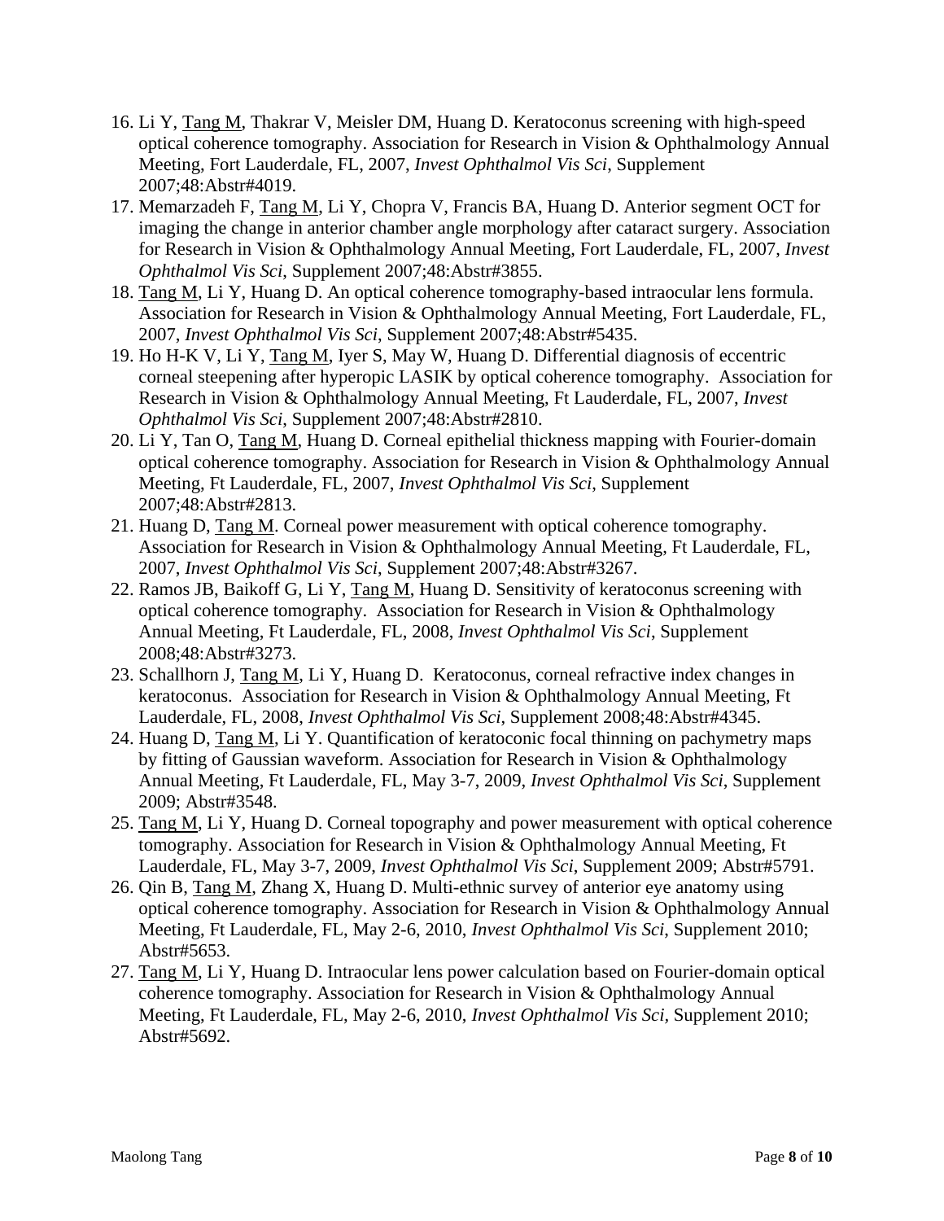16. Li Y, <u>Tang M</u>, Thakrar V, Meisler DM, Huang D. Keratoconus screening with high-speed optical coherence tomography. Association for Research in Vision & Ophthalmology Annual Meeting, Fort Lauderdale, FL, 2007, *Invest Ophthalmol Vis Sci*, Supplement 2007;48:Abstr#4019.
17. Memarzadeh F, <u>Tang M</u>, Li Y, Chopra V, Francis BA, Huang D. Anterior segment OCT for imaging the change in anterior chamber angle morphology after cataract surgery. Association for Research in Vision & Ophthalmology Annual Meeting, Fort Lauderdale, FL, 2007, *Invest Ophthalmol Vis Sci*, Supplement 2007;48:Abstr#3855.
18. <u>Tang M</u>, Li Y, Huang D. An optical coherence tomography-based intraocular lens formula. Association for Research in Vision & Ophthalmology Annual Meeting, Fort Lauderdale, FL, 2007, *Invest Ophthalmol Vis Sci*, Supplement 2007;48:Abstr#5435.
19. Ho H-K V, Li Y, <u>Tang M</u>, Iyer S, May W, Huang D. Differential diagnosis of eccentric corneal steepening after hyperopic LASIK by optical coherence tomography. Association for Research in Vision & Ophthalmology Annual Meeting, Ft Lauderdale, FL, 2007, *Invest Ophthalmol Vis Sci*, Supplement 2007;48:Abstr#2810.
20. Li Y, Tan O, <u>Tang M</u>, Huang D. Corneal epithelial thickness mapping with Fourier-domain optical coherence tomography. Association for Research in Vision & Ophthalmology Annual Meeting, Ft Lauderdale, FL, 2007, *Invest Ophthalmol Vis Sci*, Supplement 2007;48:Abstr#2813.
21. Huang D, <u>Tang M</u>. Corneal power measurement with optical coherence tomography. Association for Research in Vision & Ophthalmology Annual Meeting, Ft Lauderdale, FL, 2007, *Invest Ophthalmol Vis Sci*, Supplement 2007;48:Abstr#3267.
22. Ramos JB, Baikoff G, Li Y, <u>Tang M</u>, Huang D. Sensitivity of keratoconus screening with optical coherence tomography. Association for Research in Vision & Ophthalmology Annual Meeting, Ft Lauderdale, FL, 2008, *Invest Ophthalmol Vis Sci*, Supplement 2008;48:Abstr#3273.
23. Schallhorn J, <u>Tang M</u>, Li Y, Huang D. Keratoconus, corneal refractive index changes in keratoconus. Association for Research in Vision & Ophthalmology Annual Meeting, Ft Lauderdale, FL, 2008, *Invest Ophthalmol Vis Sci*, Supplement 2008;48:Abstr#4345.
24. Huang D, <u>Tang M</u>, Li Y. Quantification of keratoconic focal thinning on pachymetry maps by fitting of Gaussian waveform. Association for Research in Vision & Ophthalmology Annual Meeting, Ft Lauderdale, FL, May 3-7, 2009, *Invest Ophthalmol Vis Sci*, Supplement 2009; Abstr#3548.
25. <u>Tang M</u>, Li Y, Huang D. Corneal topography and power measurement with optical coherence tomography. Association for Research in Vision & Ophthalmology Annual Meeting, Ft Lauderdale, FL, May 3-7, 2009, *Invest Ophthalmol Vis Sci*, Supplement 2009; Abstr#5791.
26. Qin B, <u>Tang M</u>, Zhang X, Huang D. Multi-ethnic survey of anterior eye anatomy using optical coherence tomography. Association for Research in Vision & Ophthalmology Annual Meeting, Ft Lauderdale, FL, May 2-6, 2010, *Invest Ophthalmol Vis Sci*, Supplement 2010; Abstr#5653.
27. <u>Tang M</u>, Li Y, Huang D. Intraocular lens power calculation based on Fourier-domain optical coherence tomography. Association for Research in Vision & Ophthalmology Annual Meeting, Ft Lauderdale, FL, May 2-6, 2010, *Invest Ophthalmol Vis Sci*, Supplement 2010; Abstr#5692.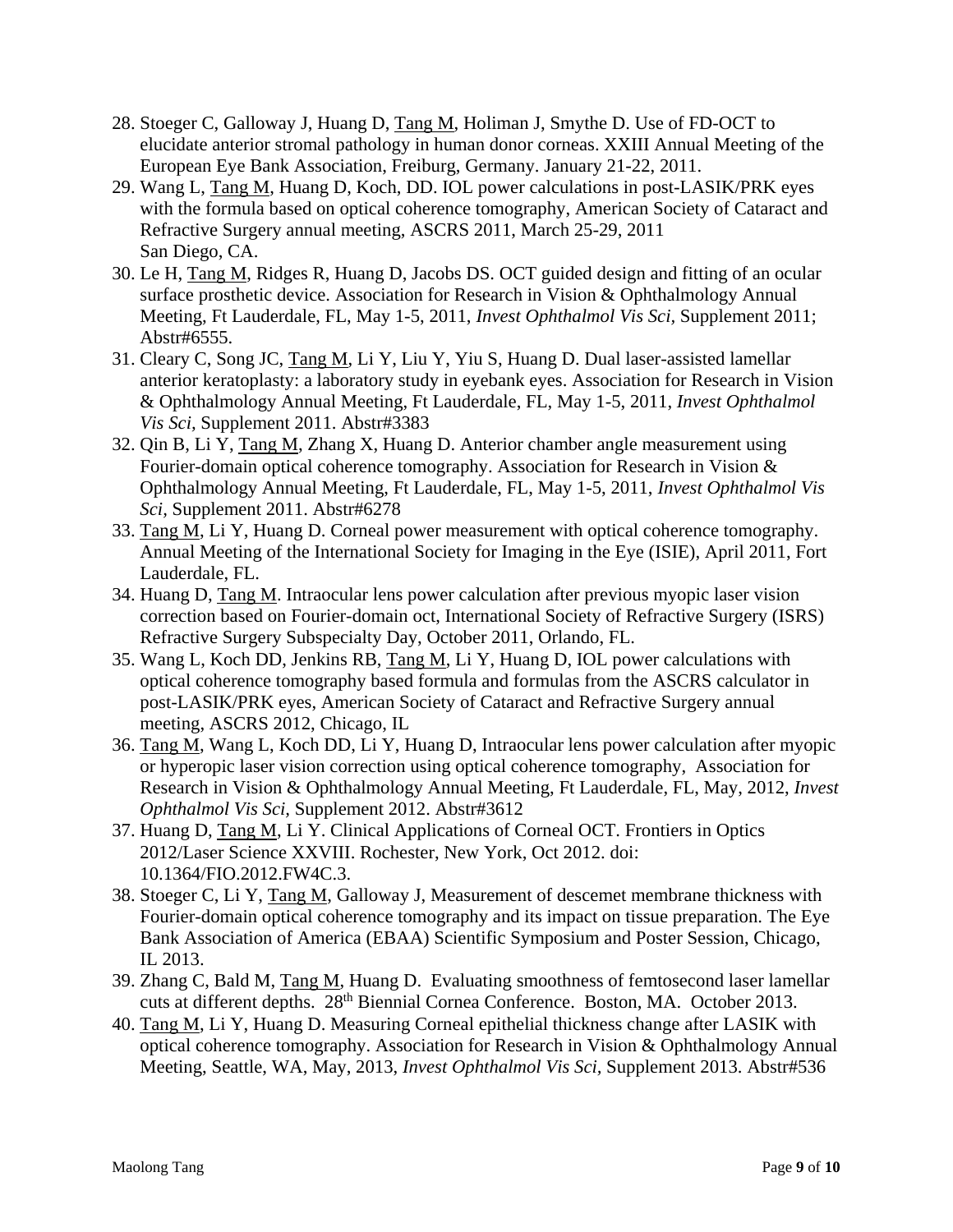28. Stoeger C, Galloway J, Huang D, <u>Tang M</u>, Holiman J, Smythe D. Use of FD-OCT to elucidate anterior stromal pathology in human donor corneas. XXIII Annual Meeting of the European Eye Bank Association, Freiburg, Germany. January 21-22, 2011.
29. Wang L, <u>Tang M</u>, Huang D, Koch, DD. IOL power calculations in post-LASIK/PRK eyes with the formula based on optical coherence tomography, American Society of Cataract and Refractive Surgery annual meeting, ASCRS 2011, March 25-29, 2011 San Diego, CA.
30. Le H, <u>Tang M</u>, Ridges R, Huang D, Jacobs DS. OCT guided design and fitting of an ocular surface prosthetic device. Association for Research in Vision & Ophthalmology Annual Meeting, Ft Lauderdale, FL, May 1-5, 2011, *Invest Ophthalmol Vis Sci*, Supplement 2011; Abstr#6555.
31. Cleary C, Song JC, <u>Tang M</u>, Li Y, Liu Y, Yiu S, Huang D. Dual laser-assisted lamellar anterior keratoplasty: a laboratory study in eyebank eyes. Association for Research in Vision & Ophthalmology Annual Meeting, Ft Lauderdale, FL, May 1-5, 2011, *Invest Ophthalmol Vis Sci*, Supplement 2011. Abstr#3383
32. Qin B, Li Y, <u>Tang M</u>, Zhang X, Huang D. Anterior chamber angle measurement using Fourier-domain optical coherence tomography. Association for Research in Vision & Ophthalmology Annual Meeting, Ft Lauderdale, FL, May 1-5, 2011, *Invest Ophthalmol Vis Sci*, Supplement 2011. Abstr#6278
33. <u>Tang M</u>, Li Y, Huang D. Corneal power measurement with optical coherence tomography. Annual Meeting of the International Society for Imaging in the Eye (ISIE), April 2011, Fort Lauderdale, FL.
34. Huang D, <u>Tang M</u>. Intraocular lens power calculation after previous myopic laser vision correction based on Fourier-domain oct, International Society of Refractive Surgery (ISRS) Refractive Surgery Subspecialty Day, October 2011, Orlando, FL.
35. Wang L, Koch DD, Jenkins RB, <u>Tang M</u>, Li Y, Huang D, IOL power calculations with optical coherence tomography based formula and formulas from the ASCRS calculator in post-LASIK/PRK eyes, American Society of Cataract and Refractive Surgery annual meeting, ASCRS 2012, Chicago, IL
36. <u>Tang M</u>, Wang L, Koch DD, Li Y, Huang D, Intraocular lens power calculation after myopic or hyperopic laser vision correction using optical coherence tomography, Association for Research in Vision & Ophthalmology Annual Meeting, Ft Lauderdale, FL, May, 2012, *Invest Ophthalmol Vis Sci*, Supplement 2012. Abstr#3612
37. Huang D, <u>Tang M</u>, Li Y. Clinical Applications of Corneal OCT. Frontiers in Optics 2012/Laser Science XXVIII. Rochester, New York, Oct 2012. doi: 10.1364/FIO.2012.FW4C.3.
38. Stoeger C, Li Y, <u>Tang M</u>, Galloway J, Measurement of descemet membrane thickness with Fourier-domain optical coherence tomography and its impact on tissue preparation. The Eye Bank Association of America (EBAA) Scientific Symposium and Poster Session, Chicago, IL 2013.
39. Zhang C, Bald M, <u>Tang M</u>, Huang D. Evaluating smoothness of femtosecond laser lamellar cuts at different depths. 28th Biennial Cornea Conference. Boston, MA. October 2013.
40. <u>Tang M</u>, Li Y, Huang D. Measuring Corneal epithelial thickness change after LASIK with optical coherence tomography. Association for Research in Vision & Ophthalmology Annual Meeting, Seattle, WA, May, 2013, *Invest Ophthalmol Vis Sci*, Supplement 2013. Abstr#536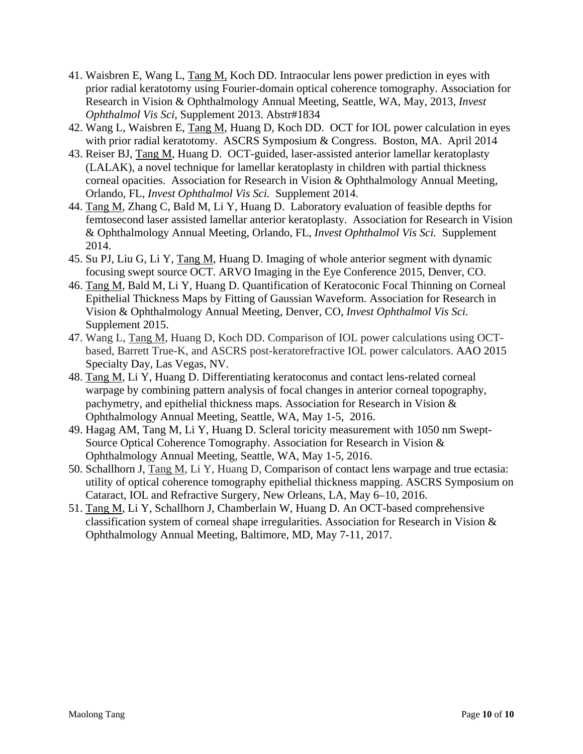41. Waisbren E, Wang L, Tang M, Koch DD. Intraocular lens power prediction in eyes with prior radial keratotomy using Fourier-domain optical coherence tomography. Association for Research in Vision & Ophthalmology Annual Meeting, Seattle, WA, May, 2013, *Invest Ophthalmol Vis Sci*, Supplement 2013. Abstr#1834
42. Wang L, Waisbren E, Tang M, Huang D, Koch DD. OCT for IOL power calculation in eyes with prior radial keratotomy. ASCRS Symposium & Congress. Boston, MA. April 2014
43. Reiser BJ, Tang M, Huang D. OCT-guided, laser-assisted anterior lamellar keratoplasty (LALAK), a novel technique for lamellar keratoplasty in children with partial thickness corneal opacities. Association for Research in Vision & Ophthalmology Annual Meeting, Orlando, FL, *Invest Ophthalmol Vis Sci.* Supplement 2014.
44. Tang M, Zhang C, Bald M, Li Y, Huang D. Laboratory evaluation of feasible depths for femtosecond laser assisted lamellar anterior keratoplasty. Association for Research in Vision & Ophthalmology Annual Meeting, Orlando, FL, *Invest Ophthalmol Vis Sci.* Supplement 2014.
45. Su PJ, Liu G, Li Y, Tang M, Huang D. Imaging of whole anterior segment with dynamic focusing swept source OCT. ARVO Imaging in the Eye Conference 2015, Denver, CO.
46. Tang M, Bald M, Li Y, Huang D. Quantification of Keratoconic Focal Thinning on Corneal Epithelial Thickness Maps by Fitting of Gaussian Waveform. Association for Research in Vision & Ophthalmology Annual Meeting, Denver, CO, *Invest Ophthalmol Vis Sci.* Supplement 2015.
47. Wang L, Tang M, Huang D, Koch DD. Comparison of IOL power calculations using OCT-based, Barrett True-K, and ASCRS post-keratorefractive IOL power calculators. AAO 2015 Specialty Day, Las Vegas, NV.
48. Tang M, Li Y, Huang D. Differentiating keratoconus and contact lens-related corneal warpage by combining pattern analysis of focal changes in anterior corneal topography, pachymetry, and epithelial thickness maps. Association for Research in Vision & Ophthalmology Annual Meeting, Seattle, WA, May 1-5, 2016.
49. Hagag AM, Tang M, Li Y, Huang D. Scleral toricity measurement with 1050 nm Swept-Source Optical Coherence Tomography. Association for Research in Vision & Ophthalmology Annual Meeting, Seattle, WA, May 1-5, 2016.
50. Schallhorn J, Tang M, Li Y, Huang D, Comparison of contact lens warpage and true ectasia: utility of optical coherence tomography epithelial thickness mapping. ASCRS Symposium on Cataract, IOL and Refractive Surgery, New Orleans, LA, May 6–10, 2016.
51. Tang M, Li Y, Schallhorn J, Chamberlain W, Huang D. An OCT-based comprehensive classification system of corneal shape irregularities. Association for Research in Vision & Ophthalmology Annual Meeting, Baltimore, MD, May 7-11, 2017.